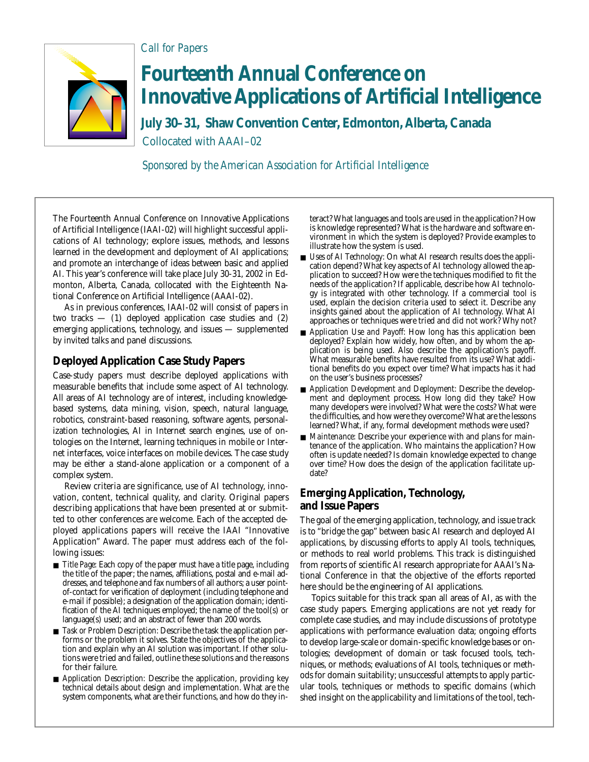*Call for Papers*

# Fourteenth Annual Conference on Innovative Applications of Artificial Intelligence

**July 30–31, Shaw Convention Center, Edmonton, Alberta, Canada**

Collocated with AAAI–02

*Sponsored by the American Association for Artificial Intelligence*

The Fourteenth Annual Conference on Innovative Applications of Artificial Intelligence (IAAI-02) will highlight successful applications of AI technology; explore issues, methods, and lessons learned in the development and deployment of AI applications; and promote an interchange of ideas between basic and applied AI. This year's conference will take place July 30-31, 2002 in Edmonton, Alberta, Canada, collocated with the Eighteenth National Conference on Artificial Intelligence (AAAI-02).

As in previous conferences, IAAI-02 will consist of papers in two tracks — (1) deployed application case studies and (2) emerging applications, technology, and issues — supplemented by invited talks and panel discussions.

## Deployed Application Case Study Papers

Case-study papers must describe deployed applications with measurable benefits that include some aspect of AI technology. All areas of AI technology are of interest, including knowledge-based systems, data mining, vision, speech, natural language, robotics, constraint-based reasoning, software agents, personalization technologies, AI in Internet search engines, use of ontologies on the Internet, learning techniques in mobile or Internet interfaces, voice interfaces on mobile devices. The case study may be either a stand-alone application or a component of a complex system.

Review criteria are significance, use of AI technology, innovation, content, technical quality, and clarity. Original papers describing applications that have been presented at or submitted to other conferences are welcome. Each of the accepted deployed applications papers will receive the IAAI "Innovative Application" Award. The paper must address each of the following issues:

- *Title Page*: Each copy of the paper must have a title page, including the title of the paper; the names, affiliations, postal and e-mail addresses, and telephone and fax numbers of all authors; a user point-of-contact for verification of deployment (including telephone and e-mail if possible); a designation of the application domain; identification of the AI techniques employed; the name of the tool(s) or language(s) used; and an abstract of fewer than 200 words.
- *Task or Problem Description*: Describe the task the application performs or the problem it solves. State the objectives of the application and explain why an AI solution was important. If other solutions were tried and failed, outline these solutions and the reasons for their failure.
- *Application Description*: Describe the application, providing key technical details about design and implementation. What are the system components, what are their functions, and how do they interact? What languages and tools are used in the application? How is knowledge represented? What is the hardware and software environment in which the system is deployed? Provide examples to illustrate how the system is used.
- *Uses of AI Technology*: On what AI research results does the application depend? What key aspects of AI technology allowed the application to succeed? How were the techniques modified to fit the needs of the application? If applicable, describe how AI technology is integrated with other technology. If a commercial tool is used, explain the decision criteria used to select it. Describe any insights gained about the application of AI technology. What AI approaches or techniques were tried and did not work? Why not?
- *Application Use and Payoff*: How long has this application been deployed? Explain how widely, how often, and by whom the application is being used. Also describe the application's payoff. What measurable benefits have resulted from its use? What additional benefits do you expect over time? What impacts has it had on the user's business processes?
- *Application Development and Deployment*: Describe the development and deployment process. How long did they take? How many developers were involved? What were the costs? What were the difficulties, and how were they overcome? What are the lessons learned? What, if any, formal development methods were used?
- *Maintenance*: Describe your experience with and plans for maintenance of the application. Who maintains the application? How often is update needed? Is domain knowledge expected to change over time? How does the design of the application facilitate update?

## Emerging Application, Technology, and Issue Papers

The goal of the emerging application, technology, and issue track is to "bridge the gap" between basic AI research and deployed AI applications, by discussing efforts to apply AI tools, techniques, or methods to real world problems. This track is distinguished from reports of scientific AI research appropriate for AAAI's National Conference in that the objective of the efforts reported here should be the engineering of AI applications.

Topics suitable for this track span all areas of AI, as with the case study papers. Emerging applications are not yet ready for complete case studies, and may include discussions of prototype applications with performance evaluation data; ongoing efforts to develop large-scale or domain-specific knowledge bases or ontologies; development of domain or task focused tools, techniques, or methods; evaluations of AI tools, techniques or methods for domain suitability; unsuccessful attempts to apply particular tools, techniques or methods to specific domains (which shed insight on the applicability and limitations of the tool, tech-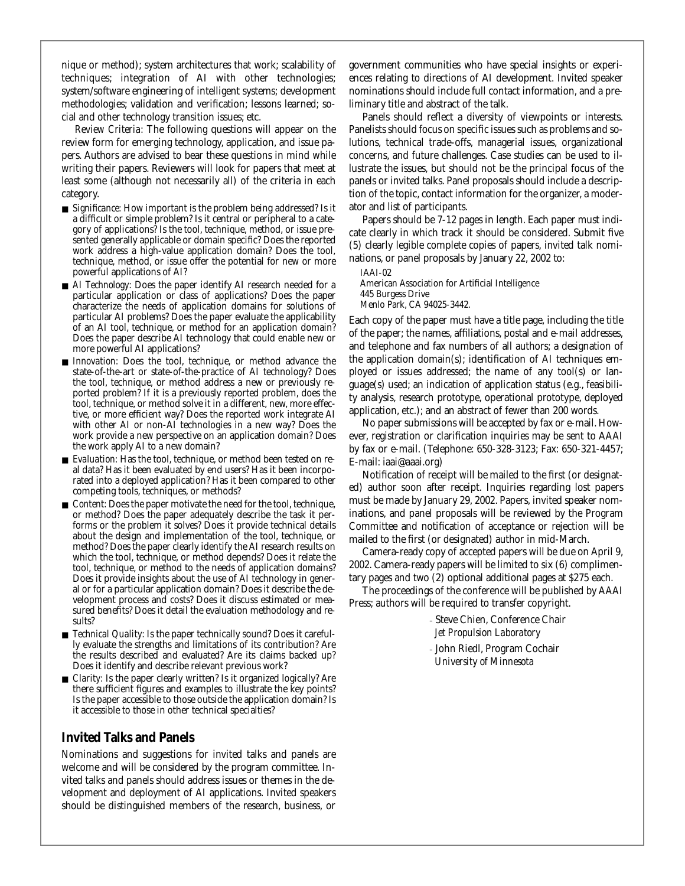nique or method); system architectures that work; scalability of techniques; integration of AI with other technologies; system/software engineering of intelligent systems; development methodologies; validation and verification; lessons learned; social and other technology transition issues; etc.

*Review Criteria:* The following questions will appear on the review form for emerging technology, application, and issue papers. Authors are advised to bear these questions in mind while writing their papers. Reviewers will look for papers that meet at least some (although not necessarily all) of the criteria in each category.

- *Significance:* How important is the problem being addressed? Is it a difficult or simple problem? Is it central or peripheral to a category of applications? Is the tool, technique, method, or issue presented generally applicable or domain specific? Does the reported work address a high-value application domain? Does the tool, technique, method, or issue offer the potential for new or more powerful applications of AI?
- *AI Technology:* Does the paper identify AI research needed for a particular application or class of applications? Does the paper characterize the needs of application domains for solutions of particular AI problems? Does the paper evaluate the applicability of an AI tool, technique, or method for an application domain? Does the paper describe AI technology that could enable new or more powerful AI applications?
- *Innovation:* Does the tool, technique, or method advance the state-of-the-art or state-of-the-practice of AI technology? Does the tool, technique, or method address a new or previously reported problem? If it is a previously reported problem, does the tool, technique, or method solve it in a different, new, more effective, or more efficient way? Does the reported work integrate AI with other AI or non-AI technologies in a new way? Does the work provide a new perspective on an application domain? Does the work apply AI to a new domain?
- *Evaluation:* Has the tool, technique, or method been tested on real data? Has it been evaluated by end users? Has it been incorporated into a deployed application? Has it been compared to other competing tools, techniques, or methods?
- *Content:* Does the paper motivate the need for the tool, technique, or method? Does the paper adequately describe the task it performs or the problem it solves? Does it provide technical details about the design and implementation of the tool, technique, or method? Does the paper clearly identify the AI research results on which the tool, technique, or method depends? Does it relate the tool, technique, or method to the needs of application domains? Does it provide insights about the use of AI technology in general or for a particular application domain? Does it describe the development process and costs? Does it discuss estimated or measured benefits? Does it detail the evaluation methodology and results?
- *Technical Quality:* Is the paper technically sound? Does it carefully evaluate the strengths and limitations of its contribution? Are the results described and evaluated? Are its claims backed up? Does it identify and describe relevant previous work?
- *Clarity:* Is the paper clearly written? Is it organized logically? Are there sufficient figures and examples to illustrate the key points? Is the paper accessible to those outside the application domain? Is it accessible to those in other technical specialties?

## Invited Talks and Panels

Nominations and suggestions for invited talks and panels are welcome and will be considered by the program committee. Invited talks and panels should address issues or themes in the development and deployment of AI applications. Invited speakers should be distinguished members of the research, business, or government communities who have special insights or experiences relating to directions of AI development. Invited speaker nominations should include full contact information, and a preliminary title and abstract of the talk.

Panels should reflect a diversity of viewpoints or interests. Panelists should focus on specific issues such as problems and solutions, technical trade-offs, managerial issues, organizational concerns, and future challenges. Case studies can be used to illustrate the issues, but should not be the principal focus of the panels or invited talks. Panel proposals should include a description of the topic, contact information for the organizer, a moderator and list of participants.

Papers should be 7-12 pages in length. Each paper must indicate clearly in which track it should be considered. Submit five (5) clearly legible complete copies of papers, invited talk nominations, or panel proposals by January 22, 2002 to:

IAAI-02
American Association for Artificial Intelligence
445 Burgess Drive
Menlo Park, CA 94025-3442.

Each copy of the paper must have a title page, including the title of the paper; the names, affiliations, postal and e-mail addresses, and telephone and fax numbers of all authors; a designation of the application domain(s); identification of AI techniques employed or issues addressed; the name of any tool(s) or language(s) used; an indication of application status (e.g., feasibility analysis, research prototype, operational prototype, deployed application, etc.); and an abstract of fewer than 200 words.

No paper submissions will be accepted by fax or e-mail. However, registration or clarification inquiries may be sent to AAAI by fax or e-mail. (Telephone: 650-328-3123; Fax: 650-321-4457; E-mail: iaai@aaai.org)

Notification of receipt will be mailed to the first (or designated) author soon after receipt. Inquiries regarding lost papers must be made by January 29, 2002. Papers, invited speaker nominations, and panel proposals will be reviewed by the Program Committee and notification of acceptance or rejection will be mailed to the first (or designated) author in mid-March.

Camera-ready copy of accepted papers will be due on April 9, 2002. Camera-ready papers will be limited to six (6) complimentary pages and two (2) optional additional pages at $275 each.

The proceedings of the conference will be published by AAAI Press; authors will be required to transfer copyright.

– Steve Chien, Conference Chair
*Jet Propulsion Laboratory*

– John Riedl, Program Cochair
*University of Minnesota*